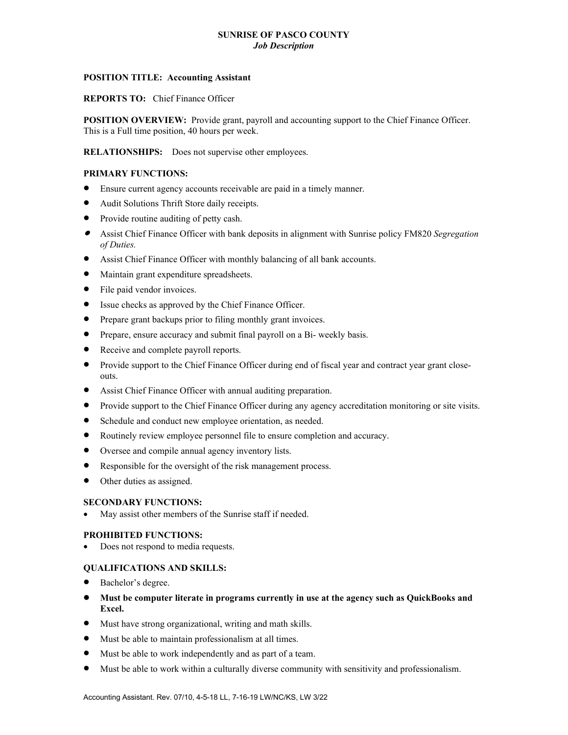# SUNRISE OF PASCO COUNTY

***Job Description***

**POSITION TITLE: Accounting Assistant**

**REPORTS TO:** Chief Finance Officer

**POSITION OVERVIEW:** Provide grant, payroll and accounting support to the Chief Finance Officer. This is a Full time position, 40 hours per week.

**RELATIONSHIPS:** Does not supervise other employees.

## PRIMARY FUNCTIONS:

- Ensure current agency accounts receivable are paid in a timely manner.
- Audit Solutions Thrift Store daily receipts.
- Provide routine auditing of petty cash.
- Assist Chief Finance Officer with bank deposits in alignment with Sunrise policy FM820 *Segregation of Duties.*
- Assist Chief Finance Officer with monthly balancing of all bank accounts.
- Maintain grant expenditure spreadsheets.
- File paid vendor invoices.
- Issue checks as approved by the Chief Finance Officer.
- Prepare grant backups prior to filing monthly grant invoices.
- Prepare, ensure accuracy and submit final payroll on a Bi- weekly basis.
- Receive and complete payroll reports.
- Provide support to the Chief Finance Officer during end of fiscal year and contract year grant close-outs.
- Assist Chief Finance Officer with annual auditing preparation.
- Provide support to the Chief Finance Officer during any agency accreditation monitoring or site visits.
- Schedule and conduct new employee orientation, as needed.
- Routinely review employee personnel file to ensure completion and accuracy.
- Oversee and compile annual agency inventory lists.
- Responsible for the oversight of the risk management process.
- Other duties as assigned.

## SECONDARY FUNCTIONS:

- May assist other members of the Sunrise staff if needed.

## PROHIBITED FUNCTIONS:

- Does not respond to media requests.

## QUALIFICATIONS AND SKILLS:

- Bachelor's degree.
- **Must be computer literate in programs currently in use at the agency such as QuickBooks and Excel.**
- Must have strong organizational, writing and math skills.
- Must be able to maintain professionalism at all times.
- Must be able to work independently and as part of a team.
- Must be able to work within a culturally diverse community with sensitivity and professionalism.

Accounting Assistant. Rev. 07/10, 4-5-18 LL, 7-16-19 LW/NC/KS, LW 3/22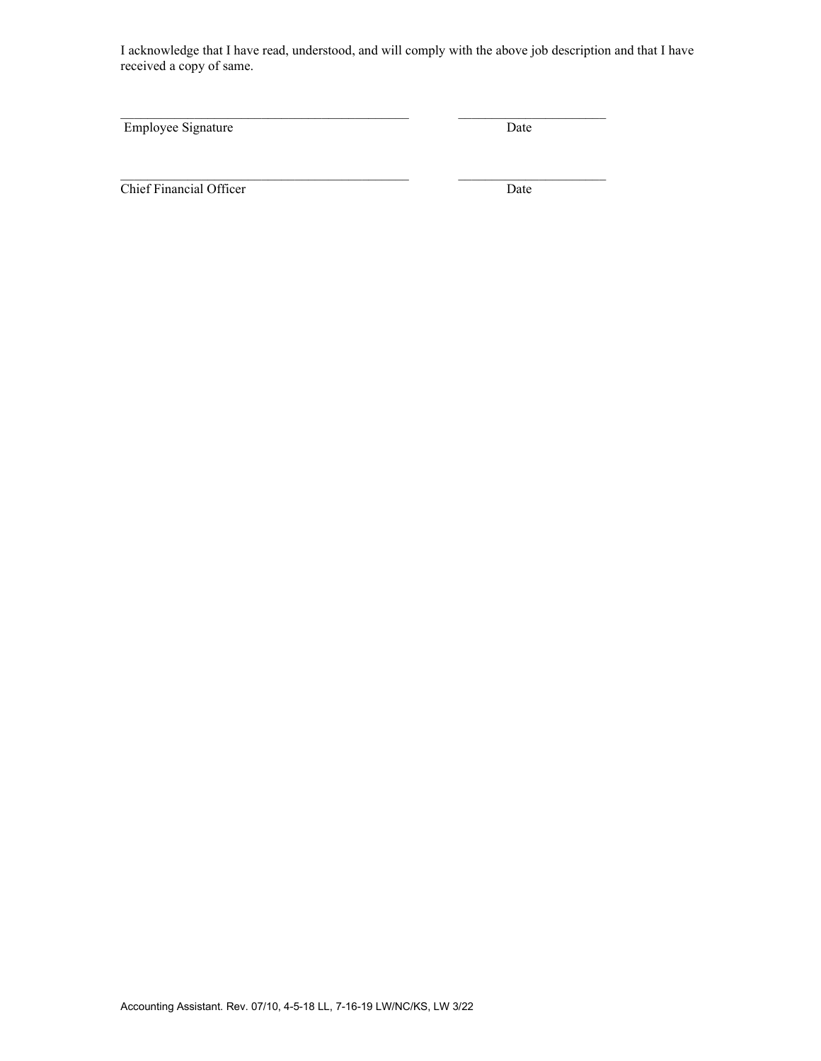I acknowledge that I have read, understood, and will comply with the above job description and that I have received a copy of same.

\_\_\_\_\_\_\_\_\_\_\_\_\_\_\_\_\_\_\_\_\_\_\_\_\_\_\_\_\_\_\_\_\_\_\_\_\_\_\_\_\_\_\_\_ \_\_\_\_\_\_\_\_\_\_\_\_\_\_\_\_\_\_\_\_\_\_\_

Employee Signature Date

\_\_\_\_\_\_\_\_\_\_\_\_\_\_\_\_\_\_\_\_\_\_\_\_\_\_\_\_\_\_\_\_\_\_\_\_\_\_\_\_\_\_\_\_ \_\_\_\_\_\_\_\_\_\_\_\_\_\_\_\_\_\_\_\_\_\_\_

Chief Financial Officer Date

Accounting Assistant. Rev. 07/10, 4-5-18 LL, 7-16-19 LW/NC/KS, LW 3/22